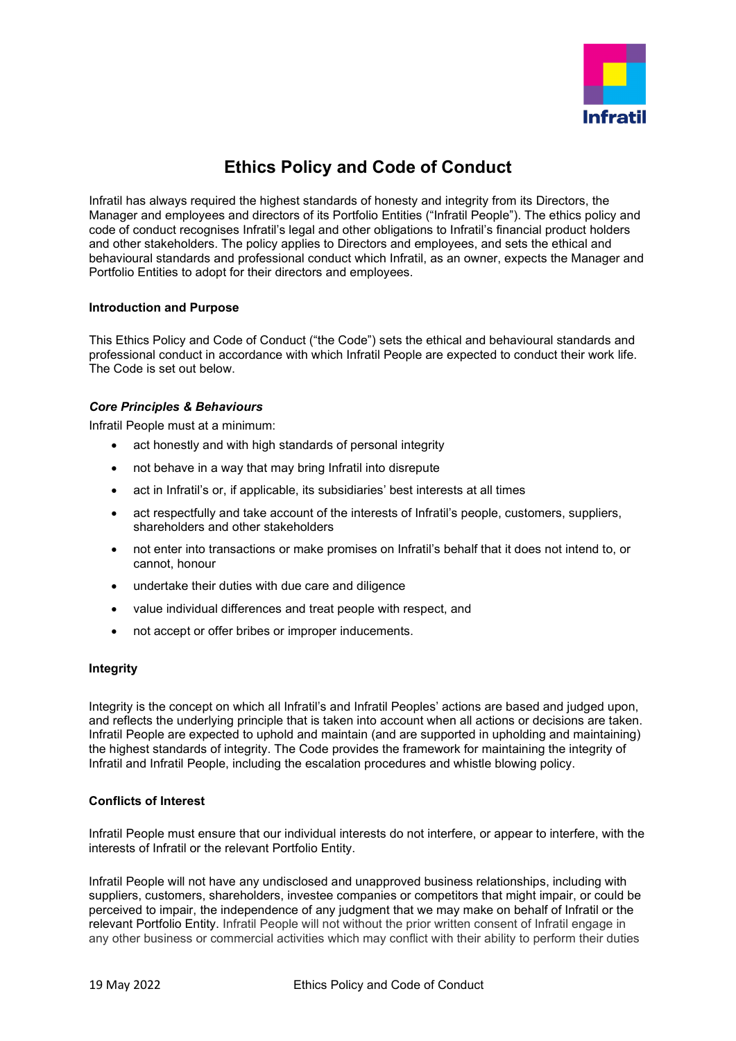# Ethics Policy and Code of Conduct

Infratil has always required the highest standards of honesty and integrity from its Directors, the Manager and employees and directors of its Portfolio Entities ("Infratil People"). The ethics policy and code of conduct recognises Infratil's legal and other obligations to Infratil's financial product holders and other stakeholders. The policy applies to Directors and employees, and sets the ethical and behavioural standards and professional conduct which Infratil, as an owner, expects the Manager and Portfolio Entities to adopt for their directors and employees.

**Introduction and Purpose**

This Ethics Policy and Code of Conduct ("the Code") sets the ethical and behavioural standards and professional conduct in accordance with which Infratil People are expected to conduct their work life. The Code is set out below.

***Core Principles & Behaviours***

Infratil People must at a minimum:

- act honestly and with high standards of personal integrity
- not behave in a way that may bring Infratil into disrepute
- act in Infratil's or, if applicable, its subsidiaries' best interests at all times
- act respectfully and take account of the interests of Infratil's people, customers, suppliers, shareholders and other stakeholders
- not enter into transactions or make promises on Infratil's behalf that it does not intend to, or cannot, honour
- undertake their duties with due care and diligence
- value individual differences and treat people with respect, and
- not accept or offer bribes or improper inducements.

**Integrity**

Integrity is the concept on which all Infratil's and Infratil Peoples' actions are based and judged upon, and reflects the underlying principle that is taken into account when all actions or decisions are taken. Infratil People are expected to uphold and maintain (and are supported in upholding and maintaining) the highest standards of integrity. The Code provides the framework for maintaining the integrity of Infratil and Infratil People, including the escalation procedures and whistle blowing policy.

**Conflicts of Interest**

Infratil People must ensure that our individual interests do not interfere, or appear to interfere, with the interests of Infratil or the relevant Portfolio Entity.

Infratil People will not have any undisclosed and unapproved business relationships, including with suppliers, customers, shareholders, investee companies or competitors that might impair, or could be perceived to impair, the independence of any judgment that we may make on behalf of Infratil or the relevant Portfolio Entity. Infratil People will not without the prior written consent of Infratil engage in any other business or commercial activities which may conflict with their ability to perform their duties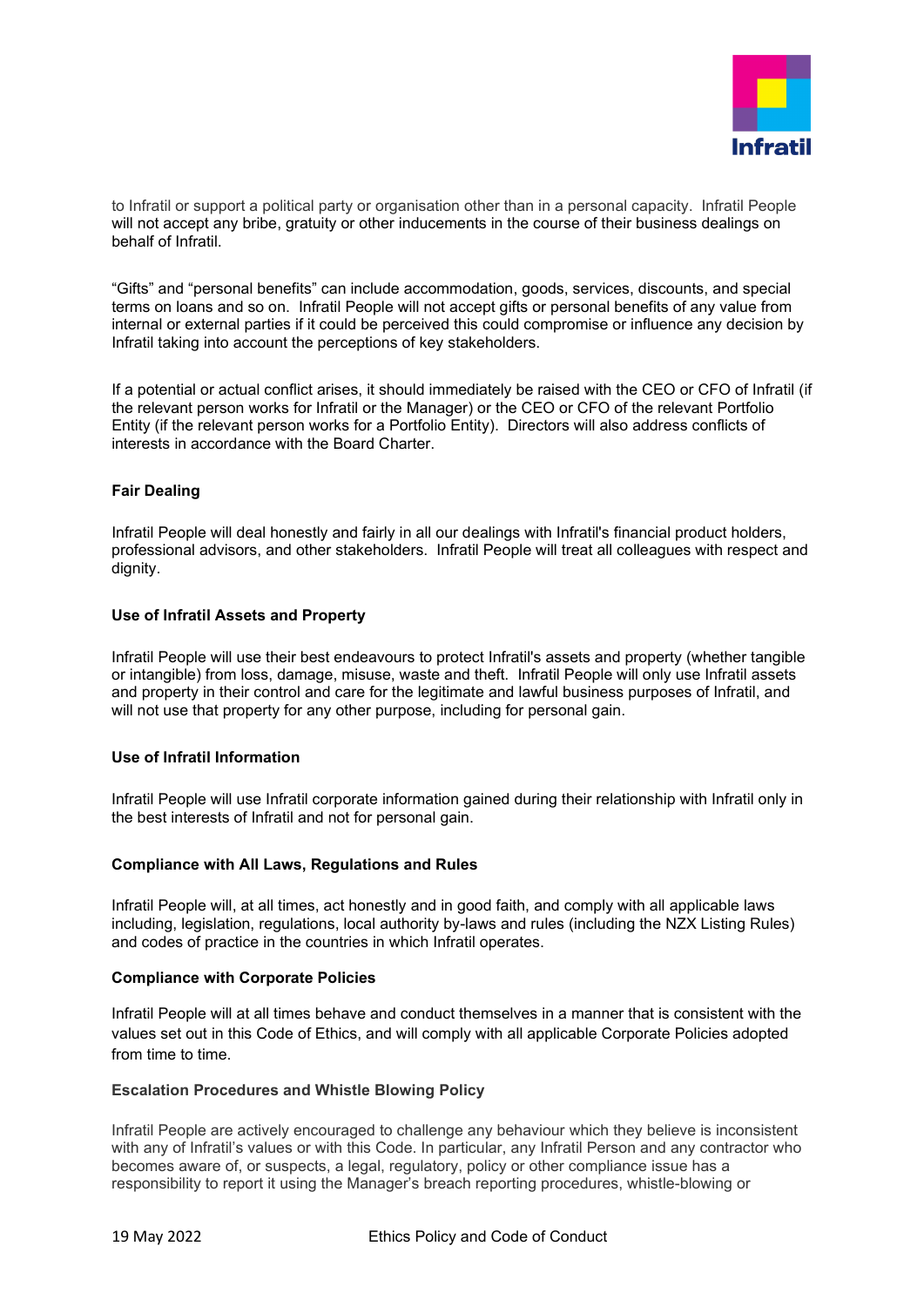to Infratil or support a political party or organisation other than in a personal capacity. Infratil People will not accept any bribe, gratuity or other inducements in the course of their business dealings on behalf of Infratil.

"Gifts" and "personal benefits" can include accommodation, goods, services, discounts, and special terms on loans and so on. Infratil People will not accept gifts or personal benefits of any value from internal or external parties if it could be perceived this could compromise or influence any decision by Infratil taking into account the perceptions of key stakeholders.

If a potential or actual conflict arises, it should immediately be raised with the CEO or CFO of Infratil (if the relevant person works for Infratil or the Manager) or the CEO or CFO of the relevant Portfolio Entity (if the relevant person works for a Portfolio Entity). Directors will also address conflicts of interests in accordance with the Board Charter.

**Fair Dealing**

Infratil People will deal honestly and fairly in all our dealings with Infratil's financial product holders, professional advisors, and other stakeholders. Infratil People will treat all colleagues with respect and dignity.

**Use of Infratil Assets and Property**

Infratil People will use their best endeavours to protect Infratil's assets and property (whether tangible or intangible) from loss, damage, misuse, waste and theft. Infratil People will only use Infratil assets and property in their control and care for the legitimate and lawful business purposes of Infratil, and will not use that property for any other purpose, including for personal gain.

**Use of Infratil Information**

Infratil People will use Infratil corporate information gained during their relationship with Infratil only in the best interests of Infratil and not for personal gain.

**Compliance with All Laws, Regulations and Rules**

Infratil People will, at all times, act honestly and in good faith, and comply with all applicable laws including, legislation, regulations, local authority by-laws and rules (including the NZX Listing Rules) and codes of practice in the countries in which Infratil operates.

**Compliance with Corporate Policies**

Infratil People will at all times behave and conduct themselves in a manner that is consistent with the values set out in this Code of Ethics, and will comply with all applicable Corporate Policies adopted from time to time.

**Escalation Procedures and Whistle Blowing Policy**

Infratil People are actively encouraged to challenge any behaviour which they believe is inconsistent with any of Infratil's values or with this Code. In particular, any Infratil Person and any contractor who becomes aware of, or suspects, a legal, regulatory, policy or other compliance issue has a responsibility to report it using the Manager's breach reporting procedures, whistle-blowing or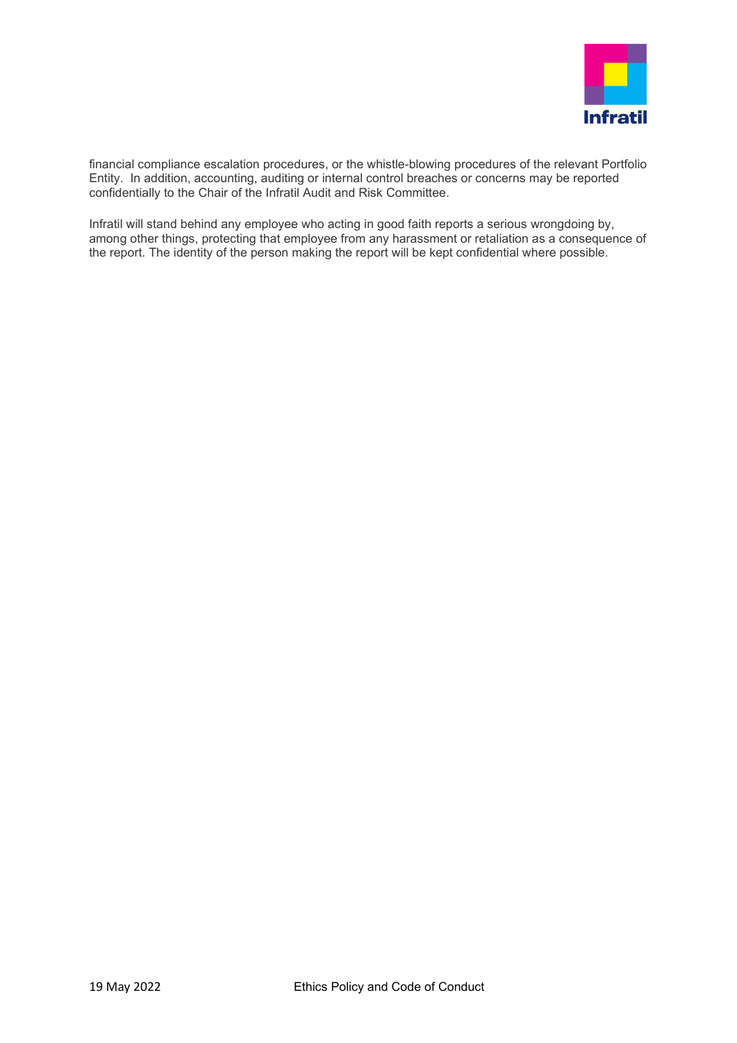financial compliance escalation procedures, or the whistle-blowing procedures of the relevant Portfolio Entity. In addition, accounting, auditing or internal control breaches or concerns may be reported confidentially to the Chair of the Infratil Audit and Risk Committee.

Infratil will stand behind any employee who acting in good faith reports a serious wrongdoing by, among other things, protecting that employee from any harassment or retaliation as a consequence of the report. The identity of the person making the report will be kept confidential where possible.